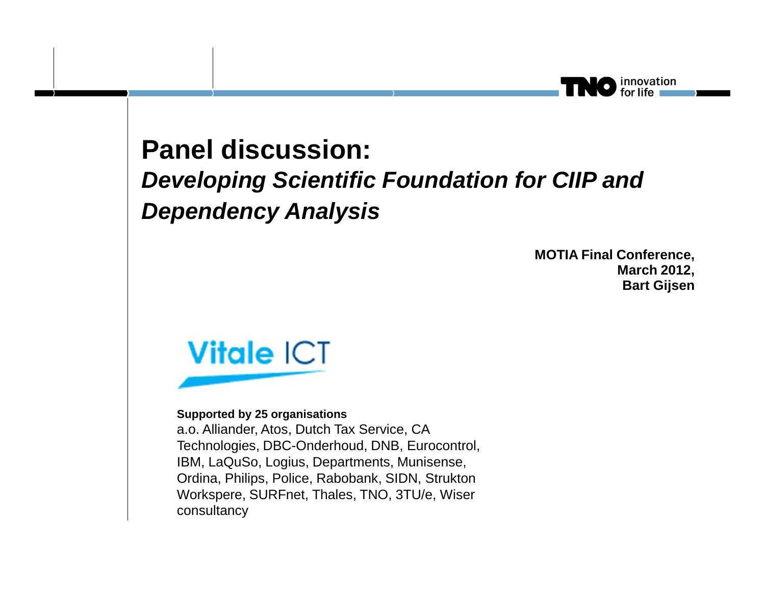# Panel discussion:

## *Developing Scientific Foundation for CIIP and Dependency Analysis*

**MOTIA Final Conference,**
**March 2012,**
**Bart Gijsen**

Vitale ICT

**Supported by 25 organisations**
a.o. Alliander, Atos, Dutch Tax Service, CA Technologies, DBC-Onderhoud, DNB, Eurocontrol, IBM, LaQuSo, Logius, Departments, Munisense, Ordina, Philips, Police, Rabobank, SIDN, Strukton Workspere, SURFnet, Thales, TNO, 3TU/e, Wiser consultancy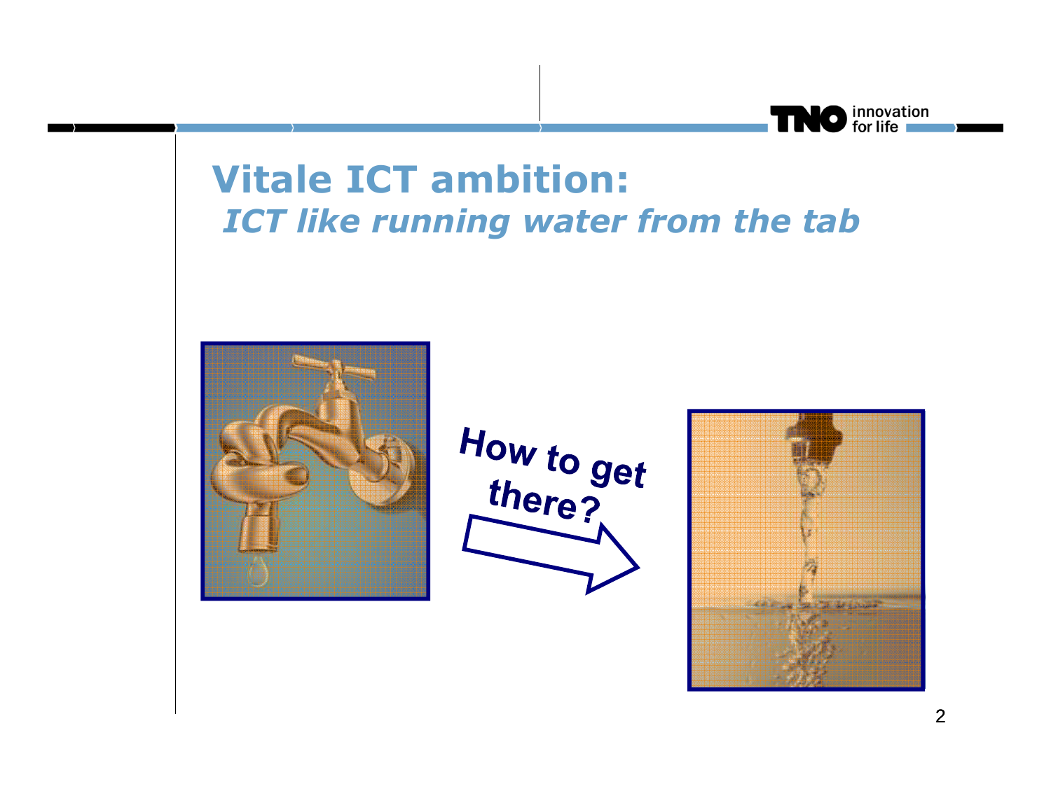# Vitale ICT ambition:

*ICT like running water from the tab*

How to get there?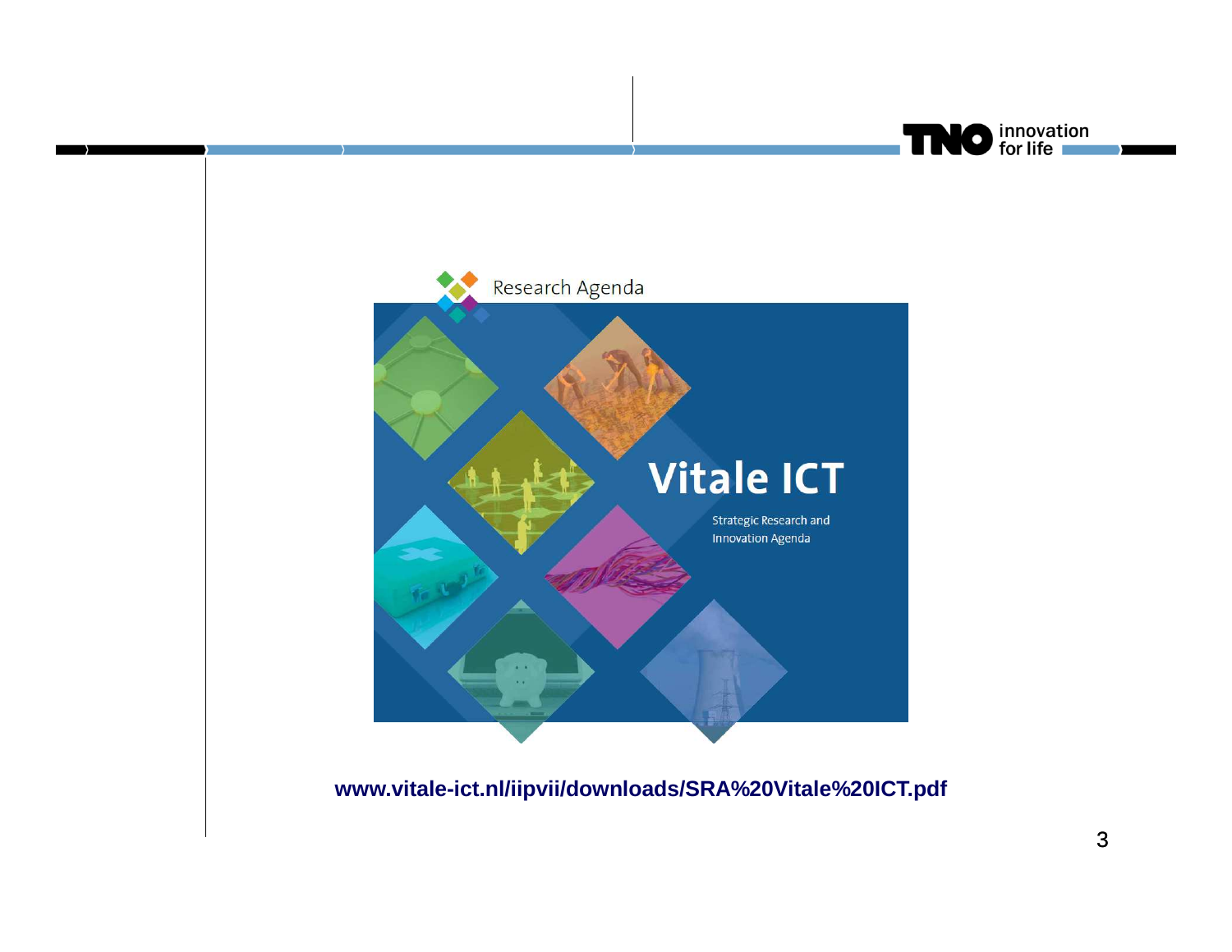Research Agenda

# Vitale ICT

Strategic Research and Innovation Agenda

**www.vitale-ict.nl/iipvii/downloads/SRA%20Vitale%20ICT.pdf**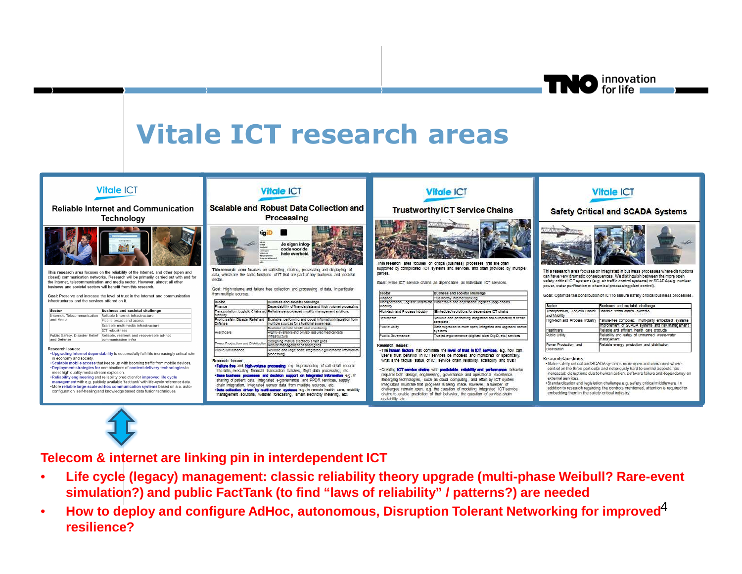# Vitale ICT research areas

## Reliable Internet and Communication Technology

This research area focuses on the reliability of the Internet, and other (open and closed) communication networks. Research will be primarily carried out with and for the Internet, telecommunication and media sector. However, almost all other business and societal sectors will benefit from this research.

Goal: Preserve and increase the level of trust in the Internet and communication infrastructures and the services offered on it.

| Sector | Business and societal challenge |
|---|---|
| Internet, Telecommunication and Media | Reliable Internet infrastructure |
| | Mobile broadband access |
| | Scalable multimedia infrastructure |
| | ICT robustness |
| Public Safety, Disaster Relief and Defense | Reliable, resilient and recoverable ad-hoc communication infra |

Research Issues:

- Upgrading Internet dependability to successfully fulfill its increasingly critical role in economy and society.
- Scalable mobile access that keeps up with booming traffic from mobile devices.
- Deployment strategies for combinations of content delivery technologies to meet high quality media stream explosion.
- Reliability engineering and reliability prediction for improved life cycle management with e.g. publicly available 'fact tank' with life-cycle reference data.
- More reliable large-scale ad-hoc communication systems based on a.o. auto-configuration, self-healing and knowledge based data fusion techniques.

## Scalable and Robust Data Collection and Processing

This research area focuses on collecting, storing, processing and displaying of data, which are the basic functions of IT that are part of any business and societal sector.

Goal: High volume and failure free collection and processing of data, in particular from multiple sources.

| Sector | Business and societal challenge |
|---|---|
| Finance | Dependability of financial data and (high volume) processing |
| Transportation, Logistic Chains and Mobility | Reliable sensor-based mobility management solutions |
| Public safety, Disaster Relief and Defense | Scalable, performing and robust information integration from multiple sources for situational awareness |
| Healthcare | Scalable remote health care monitoring |
| | Highly available and privacy assured medical data infrastructure |
| Power Production and Distribution | Designing mature electricity smart grids |
| | Robust management of smart grids |
| Public Governance | Reliable and large scale integrated e-governance information processing |

Research Issues:

- Failure free and high-volume processing e.g. in processing of call detail records into bills, executing financial transaction batches, flight data processing, etc.
- Base business processes and decision support on integrated information e.g. in sharing of patient data, integrated e-governance and PPDR services, supply chain integration, integrated sensor data from multiple sources, etc.
- Data collection driven by multi-sensor systems e.g. in remote health care, mobility management solutions, weather forecasting, smart electricity metering, etc.

## Trustworthy ICT Service Chains

This research area focuses on critical (business) processes that are often supported by complicated ICT systems and services, and often provided by multiple parties.

Goal: Make ICT service chains as dependable as individual ICT services.

| Sector | Business and societal challenge |
|---|---|
| Finance | Trustworthy Internetbanking |
| Transportation, Logistic Chains and Mobility | Predictable and dependable logistics supply chains |
| High-tech and Process industry | (Embedded) solutions for dependable ICT chains |
| Healthcare | Reliable and performing integration and automation of health care data |
| Public Utility | Safe migration to more open, integrated and upgraded control systems |
| Public Governance | Trusted e-governance (digital loket DigiD, etc.) services |

Research Issues:

- The human factors that dominate the level of trust in ICT services, e.g. how can user's trust behavior in ICT services be modeled and monitored or specifically, what is the factual status of ICT service chain reliability, scalability and trust?
- Creating ICT service chains with predictable reliability and performance behavior requires both design, engineering, governance and operational excellence. Emerging technologies, such as cloud computing, and effort by ICT system integrators illustrate that progress is being made, however, a number of challenges remain open, e.g. the question of modeling integrated ICT service chains to enable prediction of their behavior, the question of service chain scalability, etc.

## Safety Critical and SCADA Systems

This research area focuses on integrated in business processes where disruptions can have very dramatic consequences. We distinguish between the more open safety critical ICT systems (e.g. air traffic control systems) or SCADA (e.g. nuclear power, water purification or chemical processing plant control).

Goal: Optimize the contribution of ICT to assure safety critical business processes.

| Sector | Business and societal challenge |
|---|---|
| Transportation, Logistic Chains and Mobility | Scalable traffic control systems |
| High-tech and Process industry | Failure-free composed, multi-party embedded systems |
| | Improvement of SCADA systems and risk management |
| Healthcare | Reliable and efficient health care products |
| Public Utility | Reliability and safety of unmanned waste-water management |
| Power Production and Distribution | Reliable energy production and distribution |

Research Questions:

- Make safety critical and SCADA systems more open and unmanned where control on the three particular and notoriously hard to control aspects has increased: disruptions due to human action, software failure and dependency on external services.
- Standardization and legislation challenge e.g. safety critical middleware. In addition to research regarding the controls mentioned, attention is required for embedding them in the safety critical industry.

**Telecom & internet are linking pin in interdependent ICT**

- **Life cycle (legacy) management: classic reliability theory upgrade (multi-phase Weibull? Rare-event simulation?) and public FactTank (to find "laws of reliability" / patterns?) are needed**
- **How to deploy and configure AdHoc, autonomous, Disruption Tolerant Networking for improved resilience?**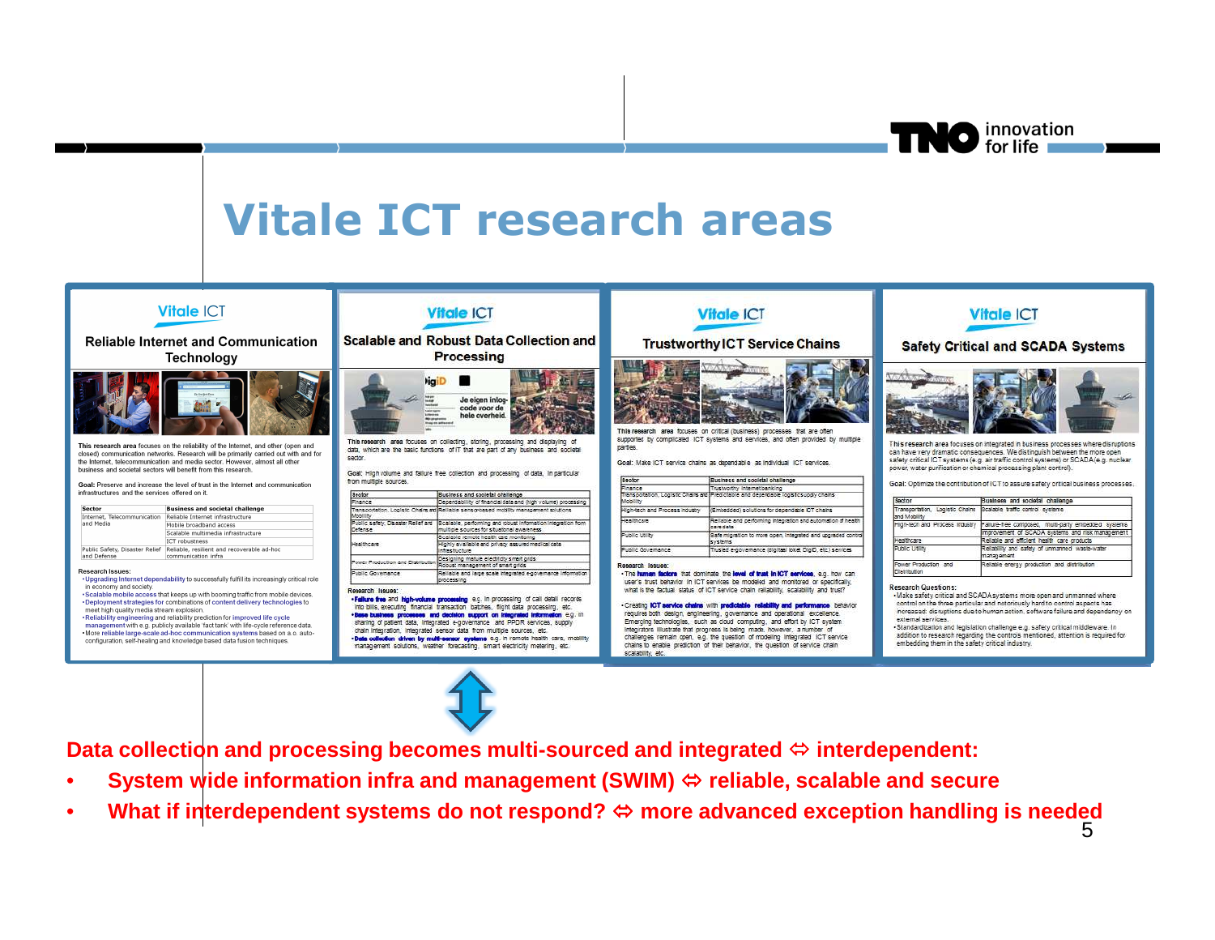# Vitale ICT research areas

## Reliable Internet and Communication Technology

This research area focuses on the reliability of the Internet, and other (open and closed) communication networks. Research will be primarily carried out with and for the Internet, telecommunication and media sector. However, almost all other business and societal sectors will benefit from this research.

**Goal:** Preserve and increase the level of trust in the Internet and communication infrastructures and the services offered on it.

| Sector | Business and societal challenge |
| --- | --- |
| Internet, Telecommunication and Media | Reliable Internet infrastructure |
| | Mobile broadband access |
| | Scalable multimedia infrastructure |
| | ICT robustness |
| Public Safety, Disaster Relief and Defense | Reliable, resilient and recoverable ad-hoc communication infra |

**Research Issues:**

- Upgrading Internet dependability to successfully fulfill its increasingly critical role in economy and society.
- Scalable mobile access that keeps up with booming traffic from mobile devices.
- Deployment strategies for combinations of content delivery technologies to meet high quality media stream explosion.
- Reliability engineering and reliability prediction for improved life cycle management with e.g. publicly available 'fact tank' with life-cycle reference data.
- More reliable large-scale ad-hoc communication systems based on e.g. auto-configuration, self-healing and knowledge based data fusion techniques.

## Scalable and Robust Data Collection and Processing

This research area focuses on collecting, storing, processing and displaying of data, which are the basic functions of IT that are part of any business and societal sector.

Goal: High volume and failure free collection and processing of data, in particular from multiple sources.

| Sector | Business and societal challenge |
| --- | --- |
| Finance | Dependability of financial data and (high volume) processing |
| Transportation, Logistic Chains and Mobility | Reliable sensor-based mobility management solutions |
| Public safety, Disaster Relief and Defense | Scalable, performing and robust information integration from multiple sources for situational awareness |
| Healthcare | Scalable remote health care monitoring |
| | Highly available and privacy assured medical data infrastructure |
| Power Production and Distribution | Designing mature electricity smart grids |
| | Robust management of smart grids |
| Public Governance | Reliable and large scale integrated e-governance information processing |

Research Issues:

- Failure free and high-volume processing e.g. in processing of call detail records into bills, executing financial transaction batches, flight data processing, etc.
- Base business processes and decision support on integrated information e.g. in sharing of patient data, integrated e-governance and PPDR services, supply chain integration, integrated sensor data from multiple sources, etc.
- Data collection driven by multi-sensor systems e.g. in remote health care, mobility management solutions, weather forecasting, smart electricity metering, etc.

## Trustworthy ICT Service Chains

This research area focuses on critical (business) processes that are often supported by complicated ICT systems and services, and often provided by multiple parties.

Goal: Make ICT service chains as dependable as individual ICT services.

| Sector | Business and societal challenge |
| --- | --- |
| Finance | Trustworthy Internetbanking |
| Transportation, Logistic Chains and Mobility | Predictable and dependable logistics supply chains |
| High-tech and Process Industry | (Embedded) solutions for dependable ICT chains |
| Healthcare | Reliable and performing integration and automation of health care data |
| Public Utility | Safe migration to more open, integrated and upgraded control systems |
| Public Governance | Trusted e-governance (digital loket, DigiD, etc.) services |

Research Issues:

- The human factors that dominate the level of trust in ICT services, e.g. how can user's trust behavior in ICT services be modeled and monitored or specifically, what is the factual status of ICT service chain reliability, scalability and trust?
- Creating ICT service chains with predictable reliability and performance behavior requires both design, engineering, governance and operational excellence. Emerging technologies, such as cloud computing, and effort by ICT system integrators illustrate that progress is being made, however, a number of challenges remain open, e.g. the question of modeling integrated ICT service chains to enable prediction of their behavior, the question of service chain scalability, etc.

## Safety Critical and SCADA Systems

This research area focuses on integrated in business processes where disruptions can have very dramatic consequences. We distinguish between the more open safety critical ICT systems (e.g. air traffic control systems) or SCADA (e.g. nuclear power, water purification or chemical processing plant control).

Goal: Optimize the contribution of ICT to assure safety critical business processes.

| Sector | Business and societal challenge |
| --- | --- |
| Transportation, Logistic Chains and Mobility | Scalable traffic control systems |
| High-tech and Process Industry | Failure-free composed, multi-party embedded systems |
| | Improvement of SCADA systems and risk management |
| Healthcare | Reliable and efficient health care products |
| Public Utility | Reliability and safety of unmanned waste-water management |
| Power Production and Distribution | Reliable energy production and distribution |

Research Questions:

- Make safety critical and SCADA systems more open and unmanned where control on the three particular and notoriously hard to control aspects has increased: disruptions due to human action, software failure and dependency on external services.
- Standardization and legislation challenge e.g. safety critical middleware. In addition to research regarding the controls mentioned, attention is required for embedding them in the safety critical industry.

---

**Data collection and processing becomes multi-sourced and integrated ⇔ interdependent:**

- **System wide information infra and management (SWIM) ⇔ reliable, scalable and secure**
- **What if interdependent systems do not respond? ⇔ more advanced exception handling is needed**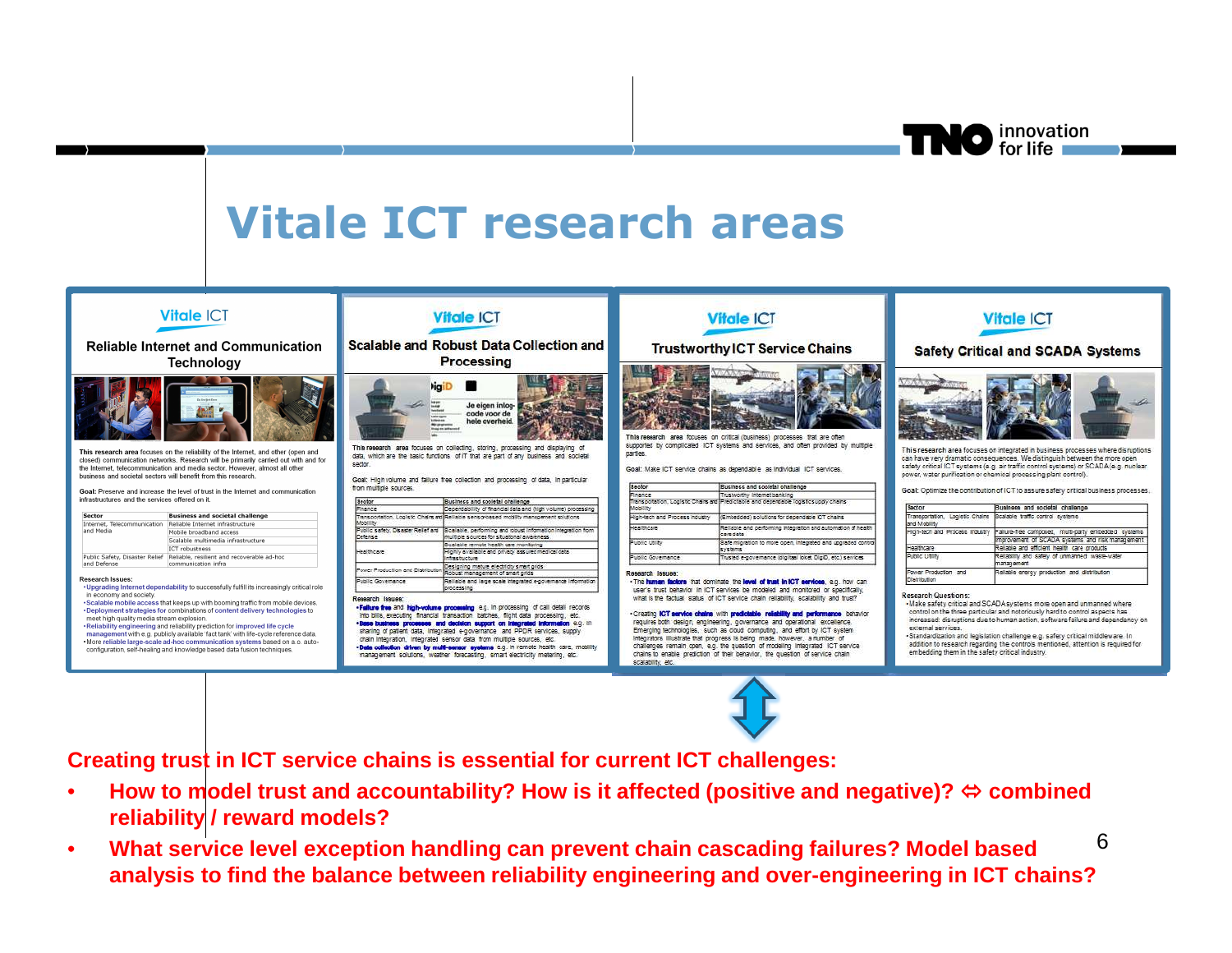# Vitale ICT research areas

## Vitale ICT — Reliable Internet and Communication Technology

This research area focuses on the reliability of the Internet, and other (open and closed) communication networks. Research will be primarily carried out with and for the Internet, telecommunication and media sector. However, almost all other business and societal sectors will benefit from this research.

Goal: Preserve and increase the level of trust in the Internet and communication infrastructures and the services offered on it.

| Sector | Business and societal challenge |
|---|---|
| Internet, Telecommunication and Media | Reliable Internet infrastructure |
| | Mobile broadband access |
| | Scalable multimedia infrastructure |
| | ICT robustness |
| Public Safety, Disaster Relief and Defense | Reliable, resilient and recoverable ad-hoc communication infra |

Research Issues:

- Upgrading Internet dependability to successfully fulfill its increasingly critical role in economy and society.
- Scalable mobile access that keeps up with booming traffic from mobile devices.
- Deployment strategies for combinations of content delivery technologies to meet high quality media stream explosion.
- Reliability engineering and reliability prediction for improved life cycle management with e.g. publicly available 'fact tank' with life-cycle reference data.
- More reliable large-scale ad-hoc communication systems based on a.o. auto-configuration, self-healing and knowledge based data fusion techniques.

## Vitale ICT — Scalable and Robust Data Collection and Processing

This research area focuses on collecting, storing, processing and displaying of data, which are the basic functions of IT that are part of any business and societal sector.

Goal: High volume and failure free collection and processing of data, in particular from multiple sources.

| Sector | Business and societal challenge |
|---|---|
| Finance | Dependability of financial data and (high volume) processing |
| Transportation, Logistic Chains and Mobility | Reliable sensor-based mobility management solutions |
| Public safety, Disaster Relief and Defense | Scalable, performing and robust information integration from multiple sources for situational awareness |
| Healthcare | Scalable remote health care monitoring |
| | Highly available and privacy assured medical data infrastructure |
| Power Production and Distribution | Designing mature electricity smart grids |
| | Robust management of smart grids |
| Public Governance | Reliable and large scale integrated e-governance information processing |

Research Issues:

- Failure free and high-volume processing e.g. in processing of call detail records into bills, executing financial transaction batches, flight data processing, etc.
- Base business processes and decision support on integrated information e.g. in sharing of patient data, integrated e-governance and PPDR services, supply chain integration, integrated sensor data from multiple sources, etc.
- Data collection driven by multi-sensor systems e.g. in remote health care, mobility management solutions, weather forecasting, smart electricity metering, etc.

## Vitale ICT — Trustworthy ICT Service Chains

This research area focuses on critical (business) processes that are often supported by complicated ICT systems and services, and often provided by multiple parties.

Goal: Make ICT service chains as dependable as individual ICT services.

| Sector | Business and societal challenge |
|---|---|
| Finance | Trustworthy Internetbanking |
| Transportation, Logistic Chains and Mobility | Predictable and dependable logistics supply chains |
| High-tech and Process Industry | (Embedded) solutions for dependable ICT chains |
| Healthcare | Reliable and performing integration and automation of health care data |
| Public Utility | Safe migration to more open, integrated and upgraded control systems |
| Public Governance | Trusted e-governance (digital loket DigiD, etc.) services |

Research Issues:

- The human factors that dominate the level of trust in ICT services, e.g. how can user's trust behavior in ICT services be modeled and monitored or specifically, what is the factual status of ICT service chain reliability, scalability and trust?
- Creating ICT service chains with predictable reliability and performance behavior requires both design, engineering, governance and operational excellence. Emerging technologies, such as cloud computing, and effort by ICT system integrators illustrate that progress is being made, however, a number of challenges remain open, e.g. the question of modeling integrated ICT service chains to enable prediction of their behavior, the question of service chain scalability, etc.

## Vitale ICT — Safety Critical and SCADA Systems

This research area focuses on integrated in business processes where disruptions can have very dramatic consequences. We distinguish between the more open safety critical ICT systems (e.g. air traffic control systems) or SCADA (e.g. nuclear power, water purification or chemical processing plant control).

Goal: Optimize the contribution of ICT to assure safety critical business processes.

| Sector | Business and societal challenge |
|---|---|
| Transportation, Logistic Chains and Mobility | Scalable traffic control systems |
| High-tech and Process Industry | Failure-free composed, multi-party embedded systems |
| | Improvement of SCADA systems and risk management |
| Healthcare | Reliable and efficient health care products |
| Public Utility | Reliability and safety of unmanned waste-water management |
| Power Production and Distribution | Reliable energy production and distribution |

Research Questions:

- Make safety critical and SCADA systems more open and unmanned where control on the three particular and notoriously hard to control aspects has increased: disruptions due to human action, software failure and dependency on external services.
- Standardization and legislation challenge e.g. safety critical middleware. In addition to research regarding the controls mentioned, attention is required for embedding them in the safety critical industry.

**Creating trust in ICT service chains is essential for current ICT challenges:**

- **How to model trust and accountability? How is it affected (positive and negative)? ⇔ combined reliability / reward models?**
- **What service level exception handling can prevent chain cascading failures? Model based analysis to find the balance between reliability engineering and over-engineering in ICT chains?**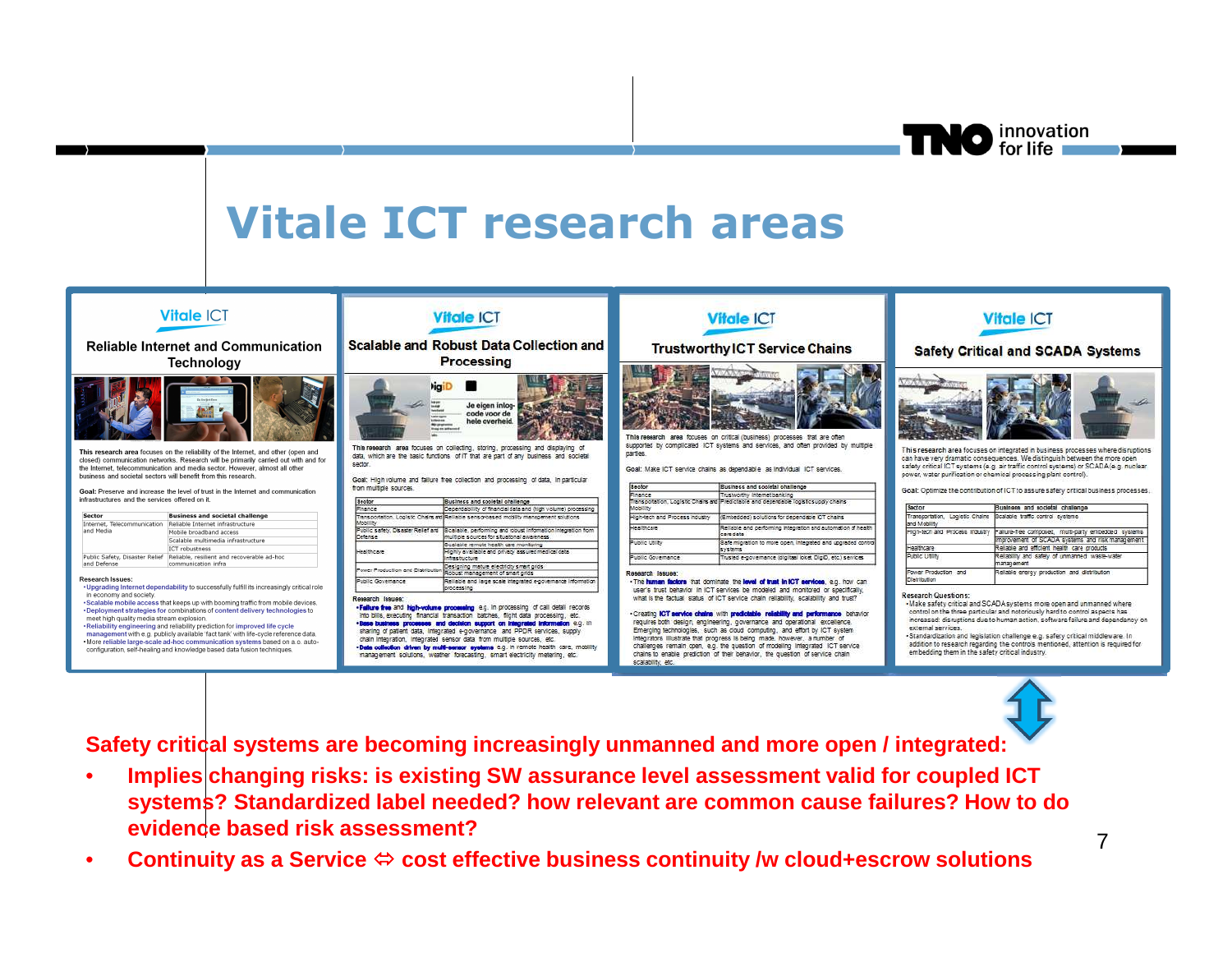# Vitale ICT research areas

## Reliable Internet and Communication Technology

This research area focuses on the reliability of the Internet, and other (open and closed) communication networks. Research will be primarily carried out with and for the Internet, telecommunication and media sector. However, almost all other business and societal sectors will benefit from this research.

Goal: Preserve and increase the level of trust in the Internet and communication infrastructures and the services offered on it.

| Sector | Business and societal challenge |
| --- | --- |
| Internet, Telecommunication and Media | Reliable Internet infrastructure |
| | Mobile broadband access |
| | Scalable multimedia infrastructure |
| | ICT robustness |
| Public Safety, Disaster Relief and Defense | Reliable, resilient and recoverable ad-hoc communication infra |

Research Issues:

- Upgrading Internet dependability to successfully fulfill its increasingly critical role in economy and society.
- Scalable mobile access that keeps up with booming traffic from mobile devices.
- Deployment strategies for combinations of content delivery technologies to meet high quality media stream explosion.
- Reliability engineering and reliability prediction for improved life cycle management with e.g. publicly available 'fact tank' with life-cycle reference data.
- More reliable large-scale ad-hoc communication systems based on a.o. auto-configuration, self-healing and knowledge based data fusion techniques.

## Scalable and Robust Data Collection and Processing

This research area focuses on collecting, storing, processing and displaying of data, which are the basic functions of IT that are part of any business and societal sector.

Goal: High volume and failure free collection and processing of data, in particular from multiple sources.

| Sector | Business and societal challenge |
| --- | --- |
| Finance | Dependability of financial data and (high volume) processing |
| Transportation, Logistic Chains and Mobility | Reliable sensor-based mobility management solutions |
| Public safety, Disaster Relief and Defense | Scalable, performing and robust information integration from multiple sources for situational awareness |
| Healthcare | Scalable remote health care monitoring |
| | Highly available and privacy assured medical data infrastructure |
| Power Production and Distribution | Designing mature electricity smart grids |
| | Robust management of smart grids |
| Public Governance | Reliable and large scale integrated e-governance information processing |

Research Issues:

- Failure free and high-volume processing e.g. in processing of call detail records into bills, executing financial transaction batches, flight data processing, etc.
- Base business processes and decision support on integrated information e.g. in sharing of patient data, integrated e-governance and PPDR services, supply chain integration, integrated sensor data from multiple sources, etc.
- Data collection driven by multi-sensor systems e.g. in remote health care, mobility management solutions, weather forecasting, smart electricity metering, etc.

## Trustworthy ICT Service Chains

This research area focuses on critical (business) processes that are often supported by complicated ICT systems and services, and often provided by multiple parties.

Goal: Make ICT service chains as dependable as individual ICT services.

| Sector | Business and societal challenge |
| --- | --- |
| Finance | Trustworthy Internet banking |
| Transportation, Logistic Chains and Mobility | Predictable and dependable logistics supply chains |
| High-tech and Process Industry | (Embedded) solutions for dependable ICT chains |
| Healthcare | Reliable and performing integration and automation of health care data |
| Public Utility | Safe migration to more open, integrated and upgraded control systems |
| Public Governance | Trusted e-governance (digital loket DigiD, etc.) services |

Research Issues:

- The human factors that dominate the level of trust in ICT services, e.g. how can user's trust behavior in ICT services be modeled and monitored or specifically, what is the factual status of ICT service chain reliability, scalability and trust?
- Creating ICT service chains with predictable reliability and performance behavior requires both design, engineering, governance and operational excellence. Emerging technologies, such as cloud computing, and effort by ICT system integrators illustrate that progress is being made, however, a number of challenges remain open, e.g. the question of modeling integrated ICT service chains to enable prediction of their behavior, the question of service chain scalability, etc.

## Safety Critical and SCADA Systems

This research area focuses on integrated in business processes where disruptions can have very dramatic consequences. We distinguish between the more open safety critical ICT systems (e.g. air traffic control systems) or SCADA (e.g. nuclear power, water purification or chemical processing plant control).

Goal: Optimize the contribution of ICT to assure safety critical business processes.

| Sector | Business and societal challenge |
| --- | --- |
| Transportation, Logistic Chains and Mobility | Scalable traffic control systems |
| High-tech and Process Industry | Failure-free composed, multi-party embedded systems |
| | Improvement of SCADA systems and risk management |
| Healthcare | Reliable and efficient health care products |
| Public Utility | Reliability and safety of unmanned waste-water management |
| Power Production and Distribution | Reliable energy production and distribution |

Research Questions:

- Make safety critical and SCADA systems more open and unmanned where control on the three particular and notoriously hard to control aspects has increased: disruptions due to human action, software failure and dependency on external services.
- Standardization and legislation challenge e.g. safety critical middleware. In addition to research regarding the controls mentioned, attention is required for embedding them in the safety critical industry.

**Safety critical systems are becoming increasingly unmanned and more open / integrated:**

- **Implies changing risks: is existing SW assurance level assessment valid for coupled ICT systems? Standardized label needed? how relevant are common cause failures? How to do evidence based risk assessment?**
- **Continuity as a Service ⇔ cost effective business continuity /w cloud+escrow solutions**